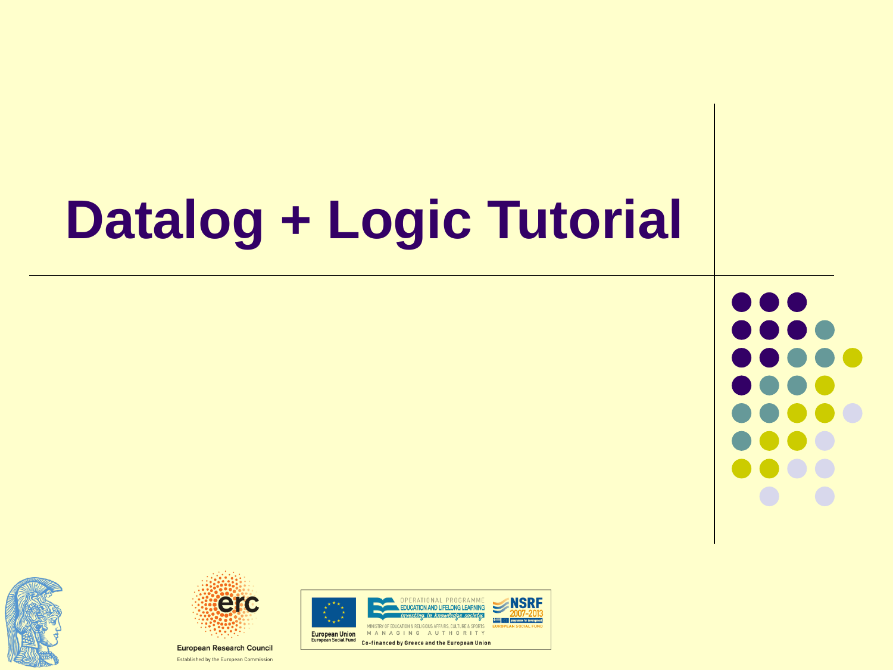# Datalog + Logic Tutorial

European Research Council

Established by the European Commission

European Union
European Social Fund

OPERATIONAL PROGRAMME
EDUCATION AND LIFELONG LEARNING
investing in knowledge society

MINISTRY OF EDUCATION & RELIGIOUS AFFAIRS, CULTURE & SPORTS
MANAGING AUTHORITY

NSRF 2007-2013

EUROPEAN SOCIAL FUND

Co-financed by Greece and the European Union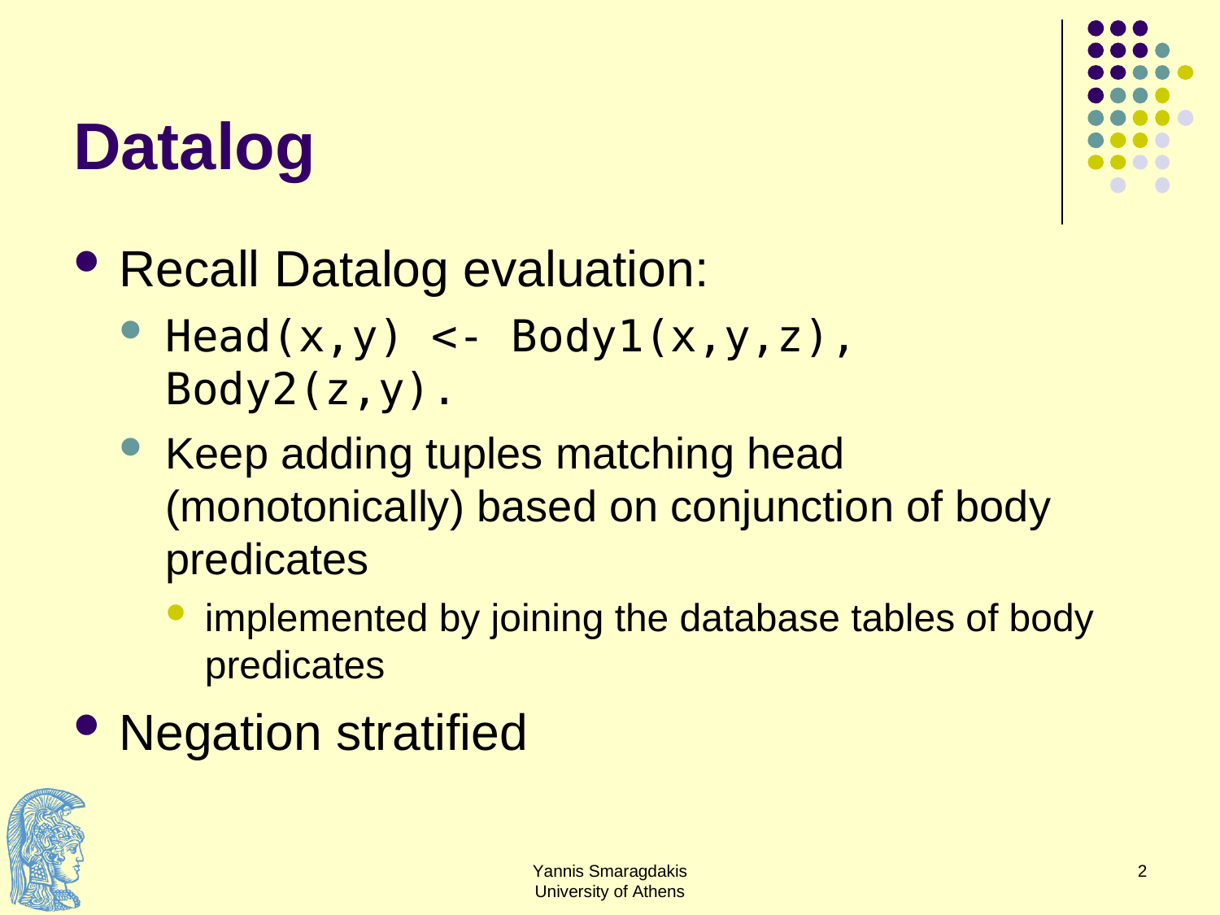# Datalog

- Recall Datalog evaluation:
  - `Head(x,y) <- Body1(x,y,z), Body2(z,y).`
  - Keep adding tuples matching head (monotonically) based on conjunction of body predicates
    - implemented by joining the database tables of body predicates
- Negation stratified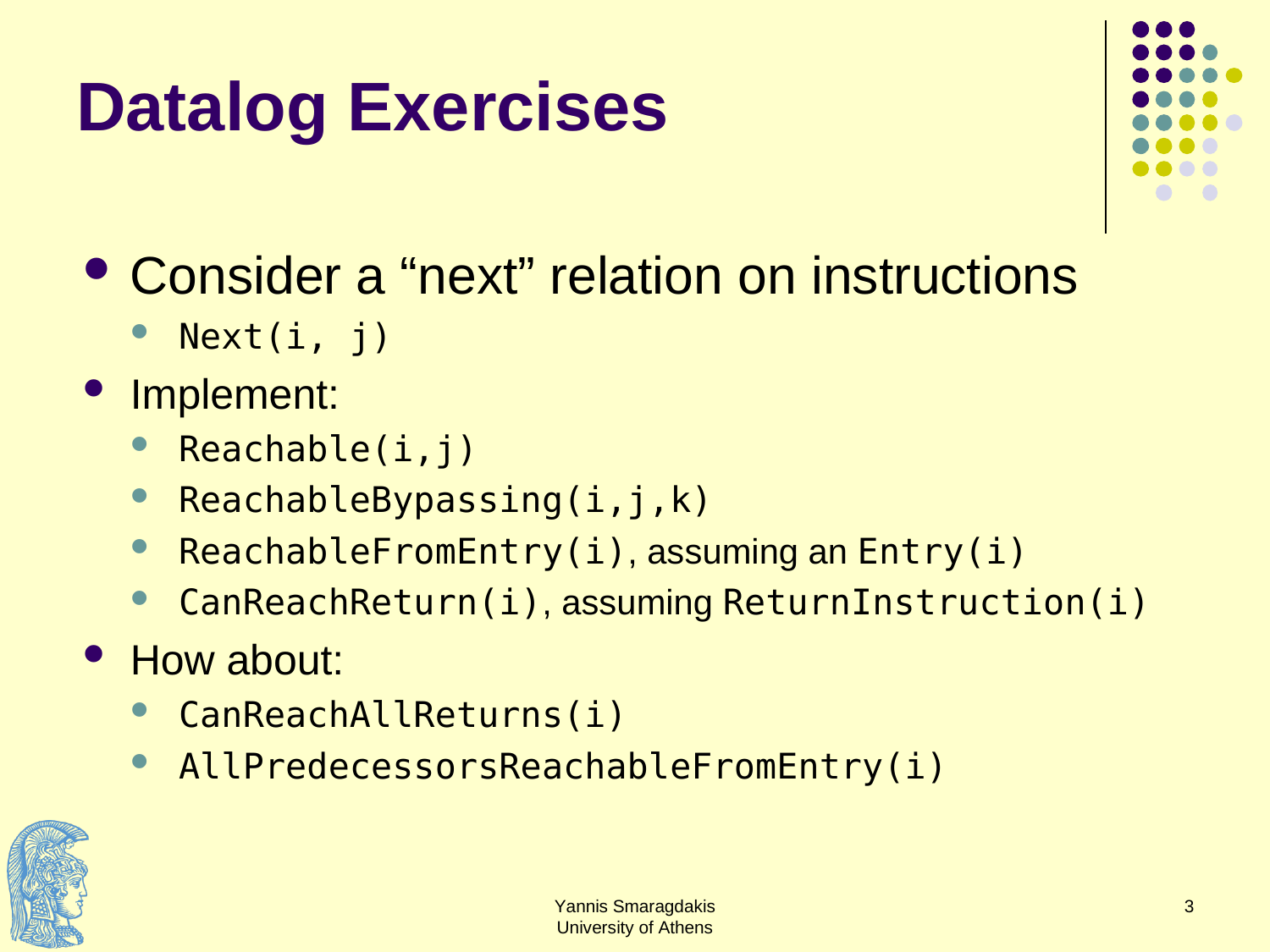# Datalog Exercises

- Consider a "next" relation on instructions
  - `Next(i, j)`
- Implement:
  - `Reachable(i,j)`
  - `ReachableBypassing(i,j,k)`
  - `ReachableFromEntry(i)`, assuming an `Entry(i)`
  - `CanReachReturn(i)`, assuming `ReturnInstruction(i)`
- How about:
  - `CanReachAllReturns(i)`
  - `AllPredecessorsReachableFromEntry(i)`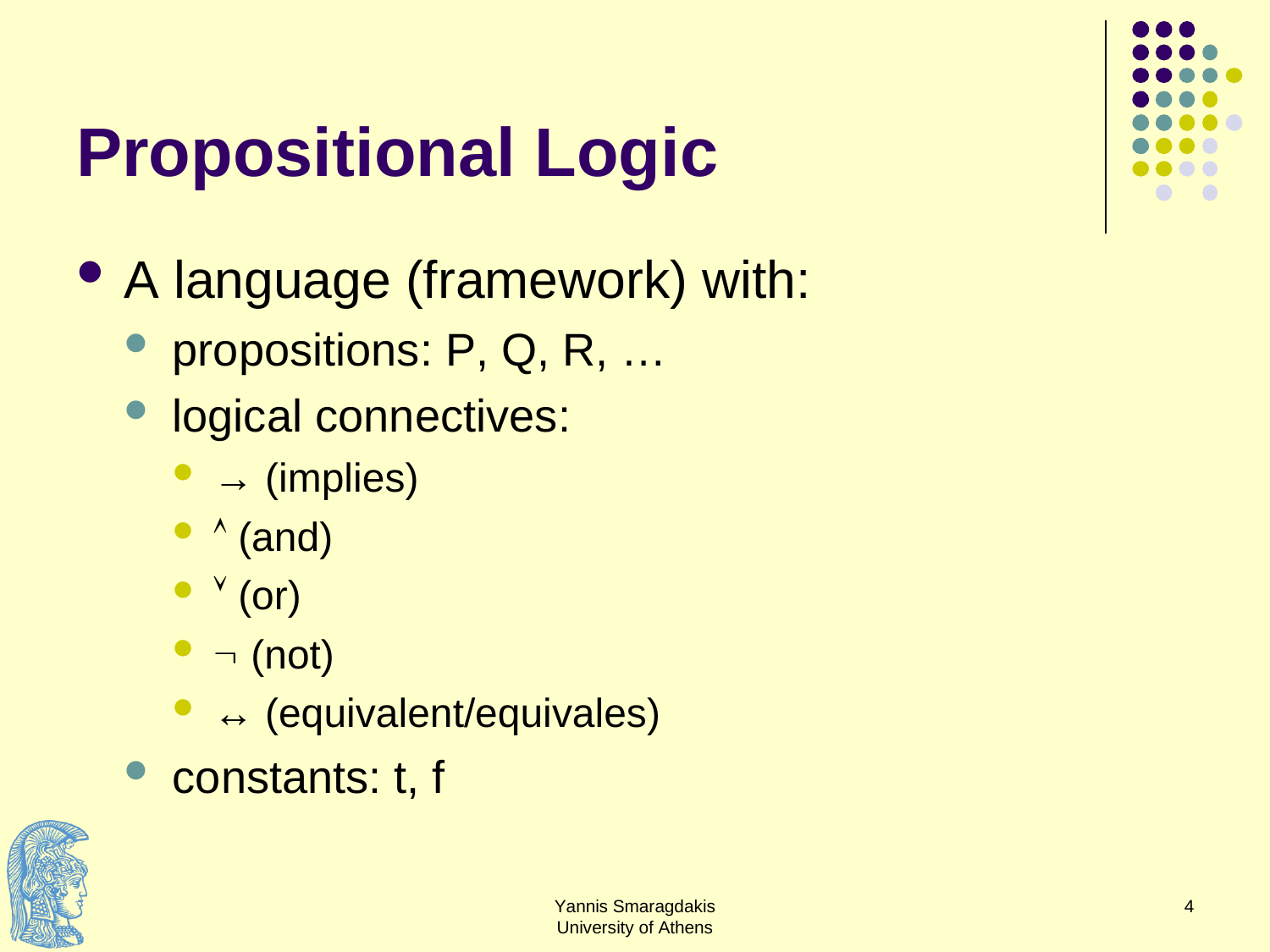# Propositional Logic

- A language (framework) with:
  - propositions: P, Q, R, …
  - logical connectives:
    - $\rightarrow$ (implies)
    - $\wedge$ (and)
    - $\vee$ (or)
    - $\neg$ (not)
    - $\leftrightarrow$ (equivalent/equivales)
  - constants: t, f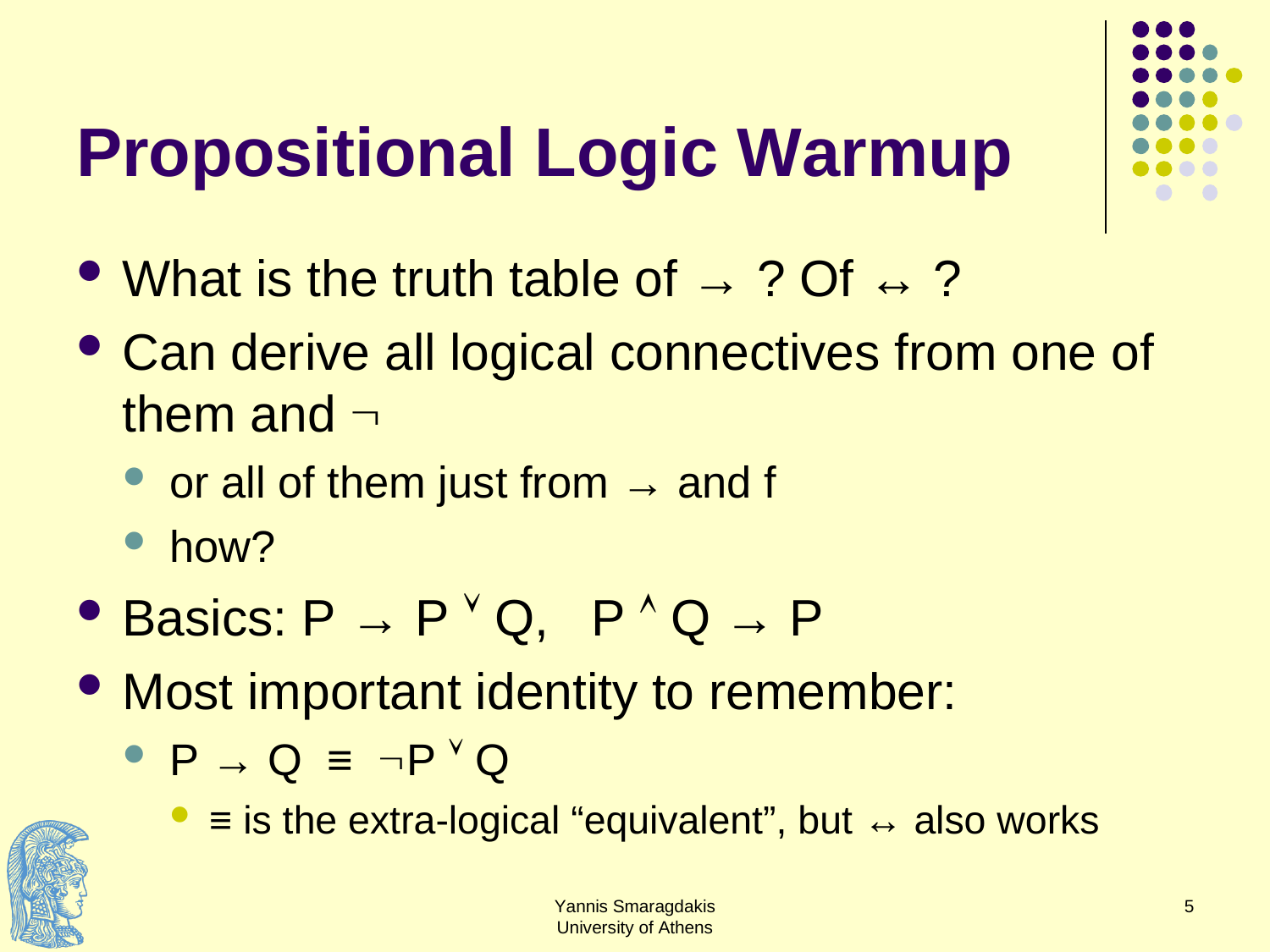# Propositional Logic Warmup

- What is the truth table of $\rightarrow$ ? Of $\leftrightarrow$ ?
- Can derive all logical connectives from one of them and $\neg$
  - or all of them just from $\rightarrow$ and f
  - how?
- Basics: $P \rightarrow P \vee Q$, $P \wedge Q \rightarrow P$
- Most important identity to remember:
  - $P \rightarrow Q \equiv \neg P \vee Q$
    - $\equiv$ is the extra-logical "equivalent", but $\leftrightarrow$ also works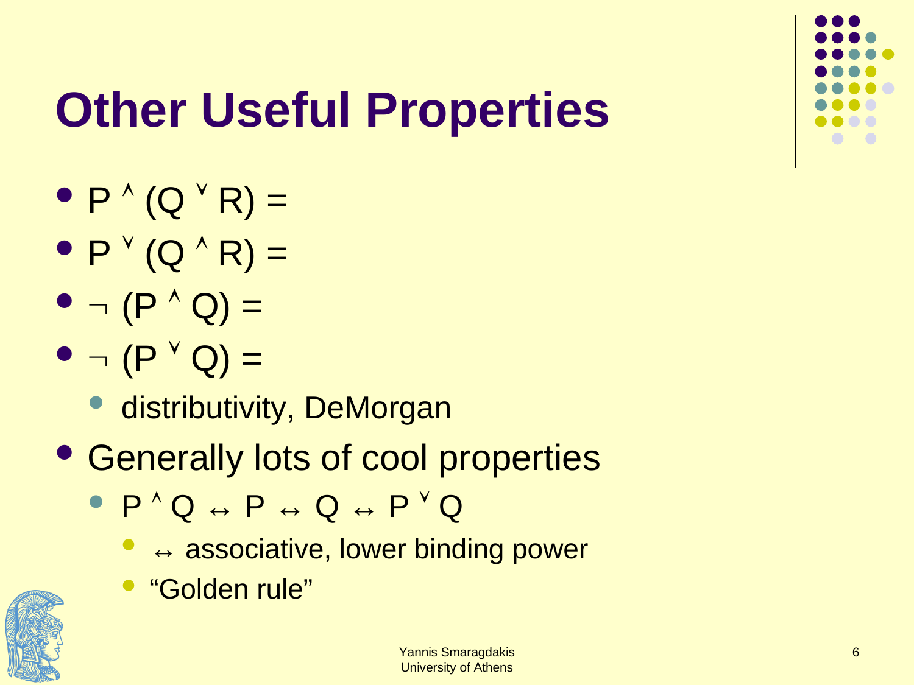# Other Useful Properties

- $P \wedge (Q \vee R) =$
- $P \vee (Q \wedge R) =$
- $\neg (P \wedge Q) =$
- $\neg (P \vee Q) =$
  - distributivity, DeMorgan
- Generally lots of cool properties
  - $P \wedge Q \leftrightarrow P \leftrightarrow Q \leftrightarrow P \vee Q$
    - $\leftrightarrow$ associative, lower binding power
    - "Golden rule"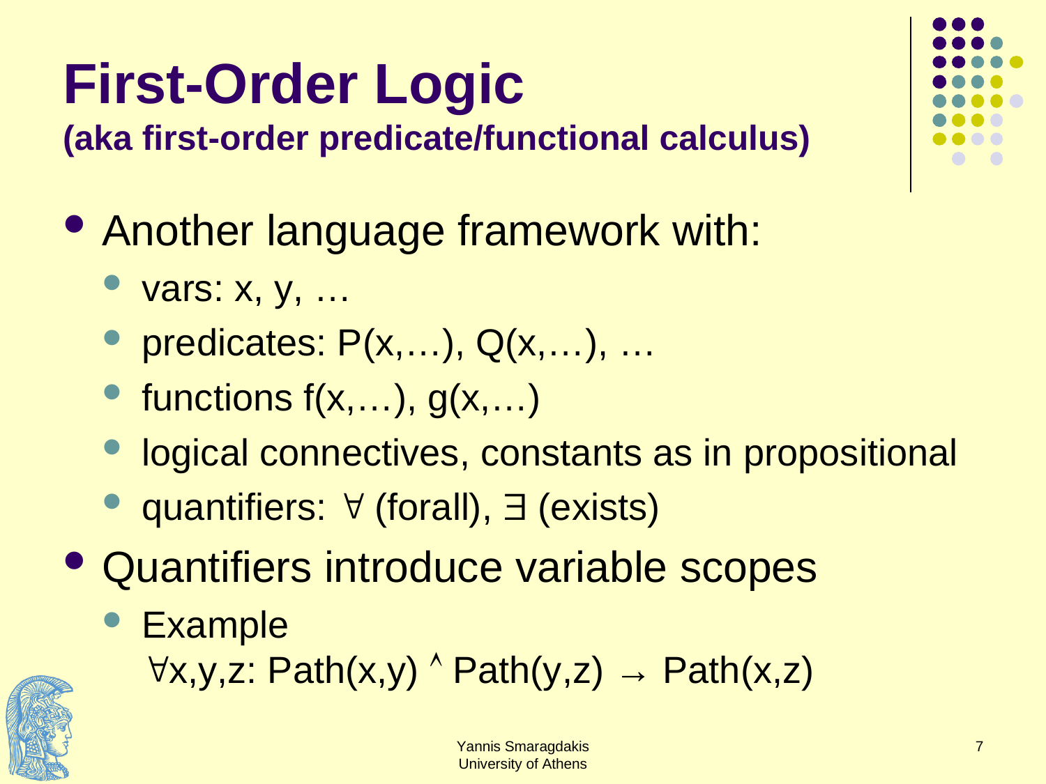# First-Order Logic

**(aka first-order predicate/functional calculus)**

- Another language framework with:
  - vars: x, y, …
  - predicates: P(x,…), Q(x,…), …
  - functions f(x,…), g(x,…)
  - logical connectives, constants as in propositional
  - quantifiers: ∀ (forall), ∃ (exists)
- Quantifiers introduce variable scopes
  - Example

    $\forall x,y,z\text{: Path}(x,y) \wedge \text{Path}(y,z) \rightarrow \text{Path}(x,z)$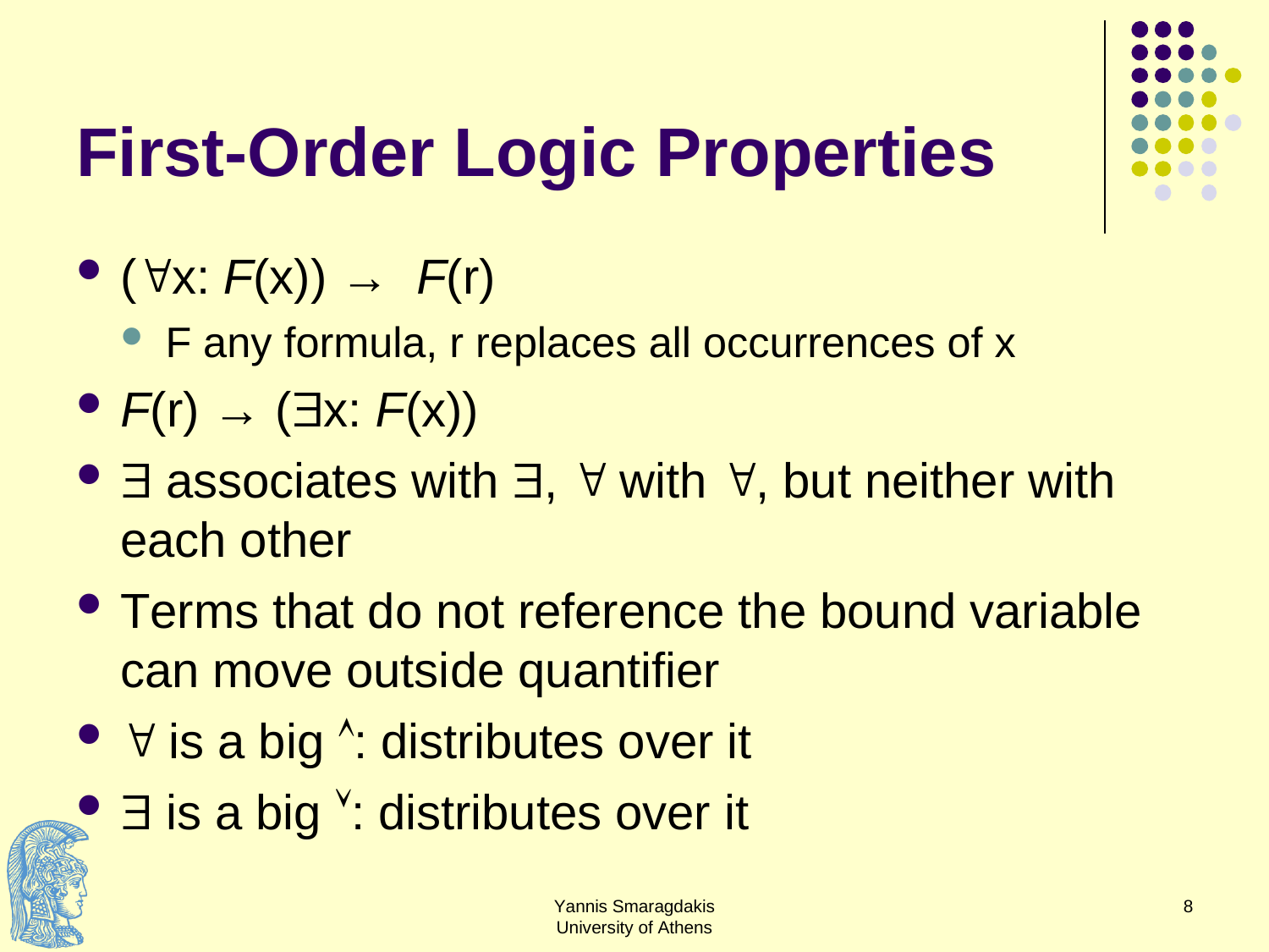# First-Order Logic Properties

- $(\forall x: F(x)) \rightarrow F(r)$
  - F any formula, r replaces all occurrences of x
- $F(r) \rightarrow (\exists x: F(x))$
- $\exists$ associates with $\exists$, $\forall$ with $\forall$, but neither with each other
- Terms that do not reference the bound variable can move outside quantifier
- $\forall$ is a big $\wedge$: distributes over it
- $\exists$ is a big $\vee$: distributes over it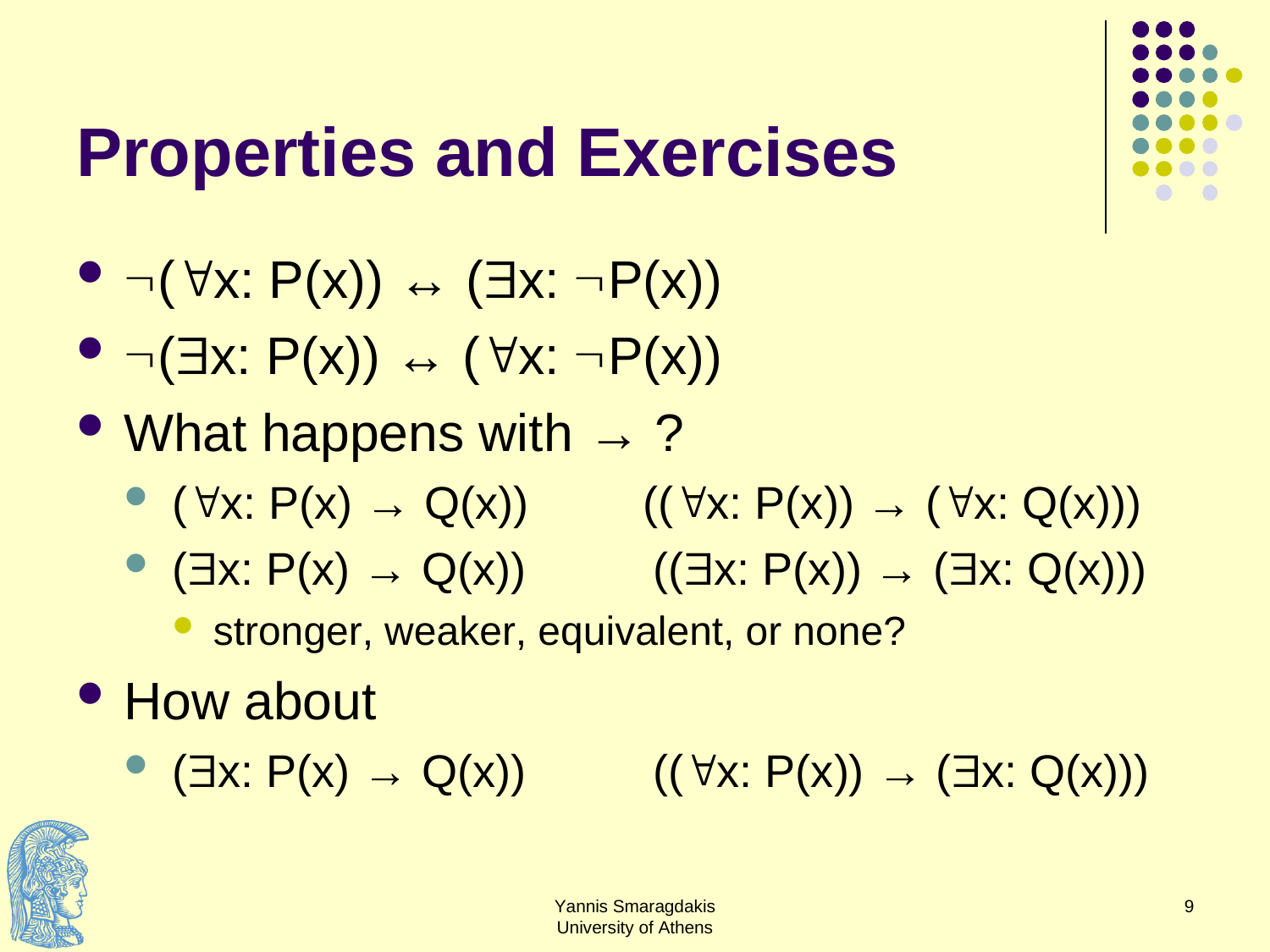# Properties and Exercises

- $\neg(\forall x: P(x)) \leftrightarrow (\exists x: \neg P(x))$
- $\neg(\exists x: P(x)) \leftrightarrow (\forall x: \neg P(x))$
- What happens with $\rightarrow$ ?
  - $(\forall x: P(x) \rightarrow Q(x))$   $((\forall x: P(x)) \rightarrow (\forall x: Q(x)))$
  - $(\exists x: P(x) \rightarrow Q(x))$   $((\exists x: P(x)) \rightarrow (\exists x: Q(x)))$
    - stronger, weaker, equivalent, or none?
- How about
  - $(\exists x: P(x) \rightarrow Q(x))$   $((\forall x: P(x)) \rightarrow (\exists x: Q(x)))$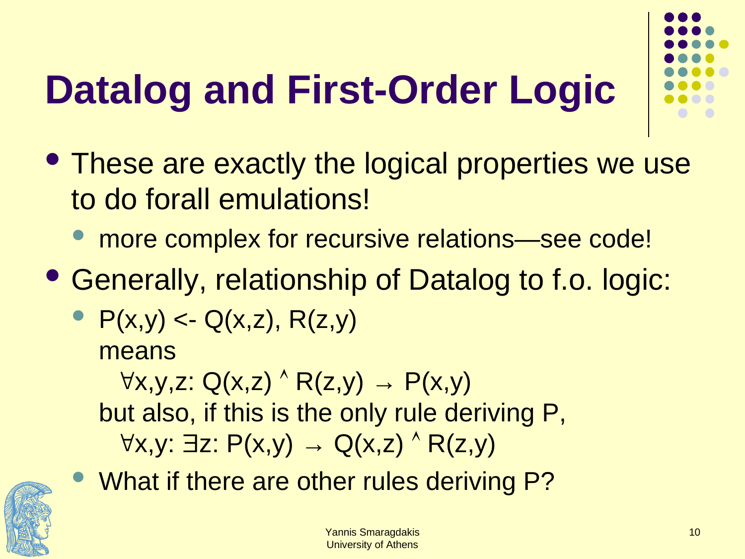# Datalog and First-Order Logic

- These are exactly the logical properties we use to do forall emulations!
  - more complex for recursive relations—see code!
- Generally, relationship of Datalog to f.o. logic:
  - P(x,y) <- Q(x,z), R(z,y)
    means
    $\forall x,y,z: Q(x,z) \wedge R(z,y) \rightarrow P(x,y)$
    but also, if this is the only rule deriving P,
    $\forall x,y: \exists z: P(x,y) \rightarrow Q(x,z) \wedge R(z,y)$
  - What if there are other rules deriving P?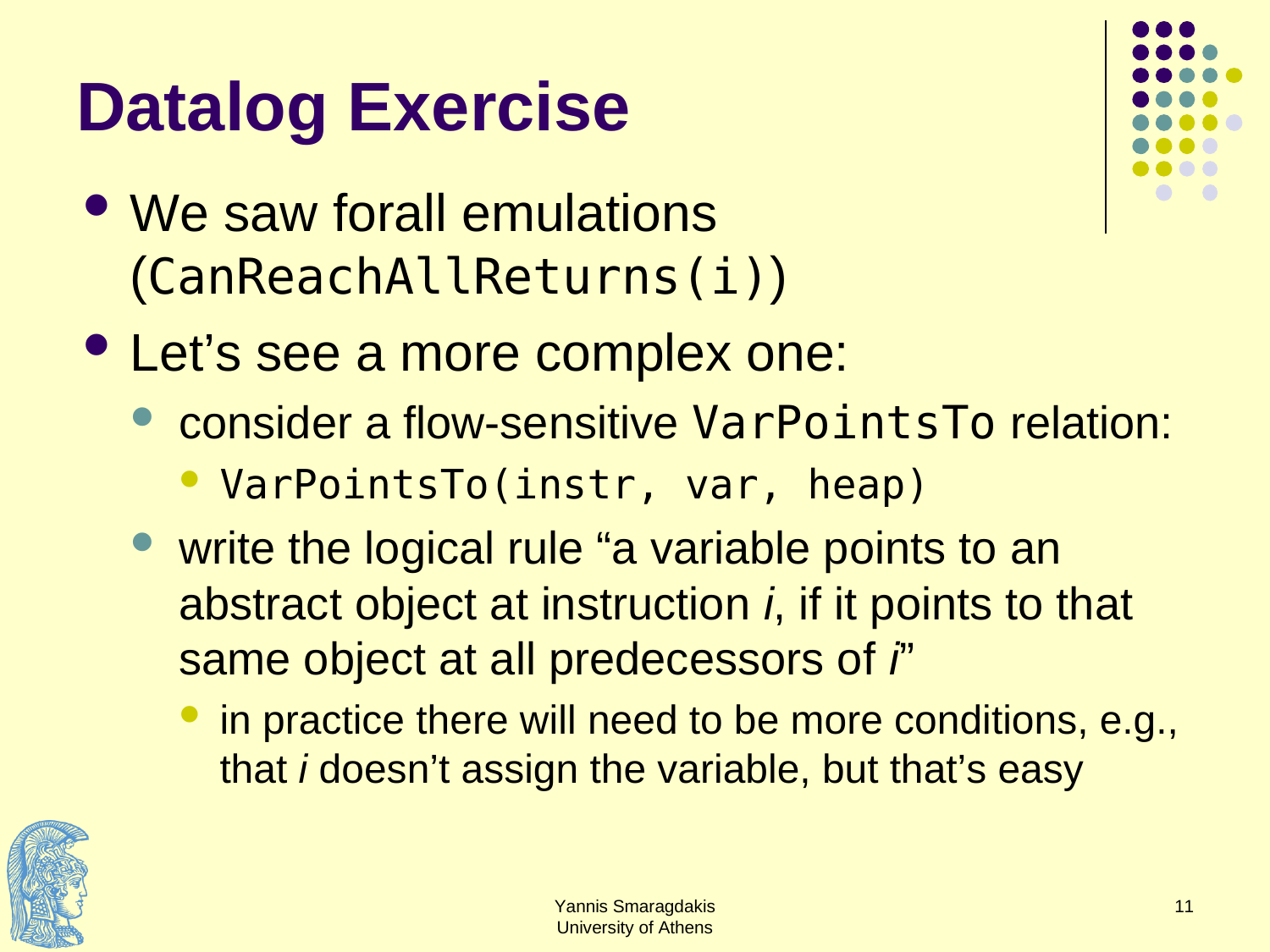# Datalog Exercise

- We saw forall emulations (`CanReachAllReturns(i)`)
- Let's see a more complex one:
  - consider a flow-sensitive `VarPointsTo` relation:
    - `VarPointsTo(instr, var, heap)`
  - write the logical rule "a variable points to an abstract object at instruction *i*, if it points to that same object at all predecessors of *i*"
    - in practice there will need to be more conditions, e.g., that *i* doesn't assign the variable, but that's easy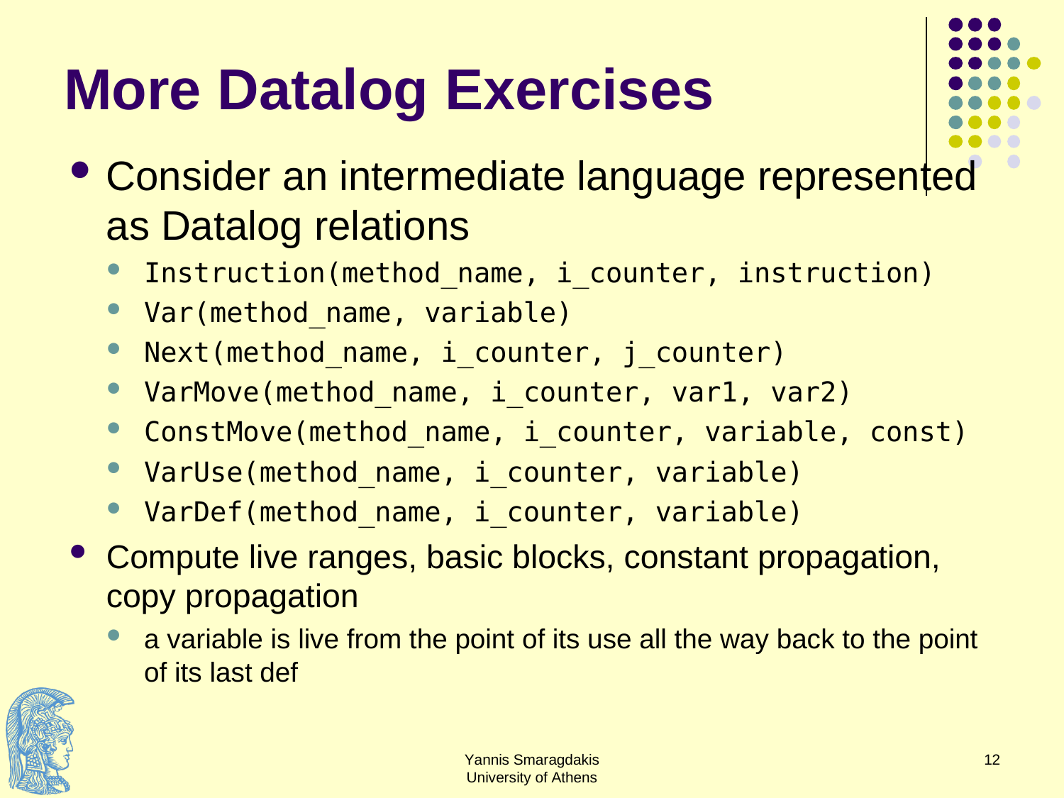# More Datalog Exercises

- Consider an intermediate language represented as Datalog relations
  - `Instruction(method_name, i_counter, instruction)`
  - `Var(method_name, variable)`
  - `Next(method_name, i_counter, j_counter)`
  - `VarMove(method_name, i_counter, var1, var2)`
  - `ConstMove(method_name, i_counter, variable, const)`
  - `VarUse(method_name, i_counter, variable)`
  - `VarDef(method_name, i_counter, variable)`
- Compute live ranges, basic blocks, constant propagation, copy propagation
  - a variable is live from the point of its use all the way back to the point of its last def